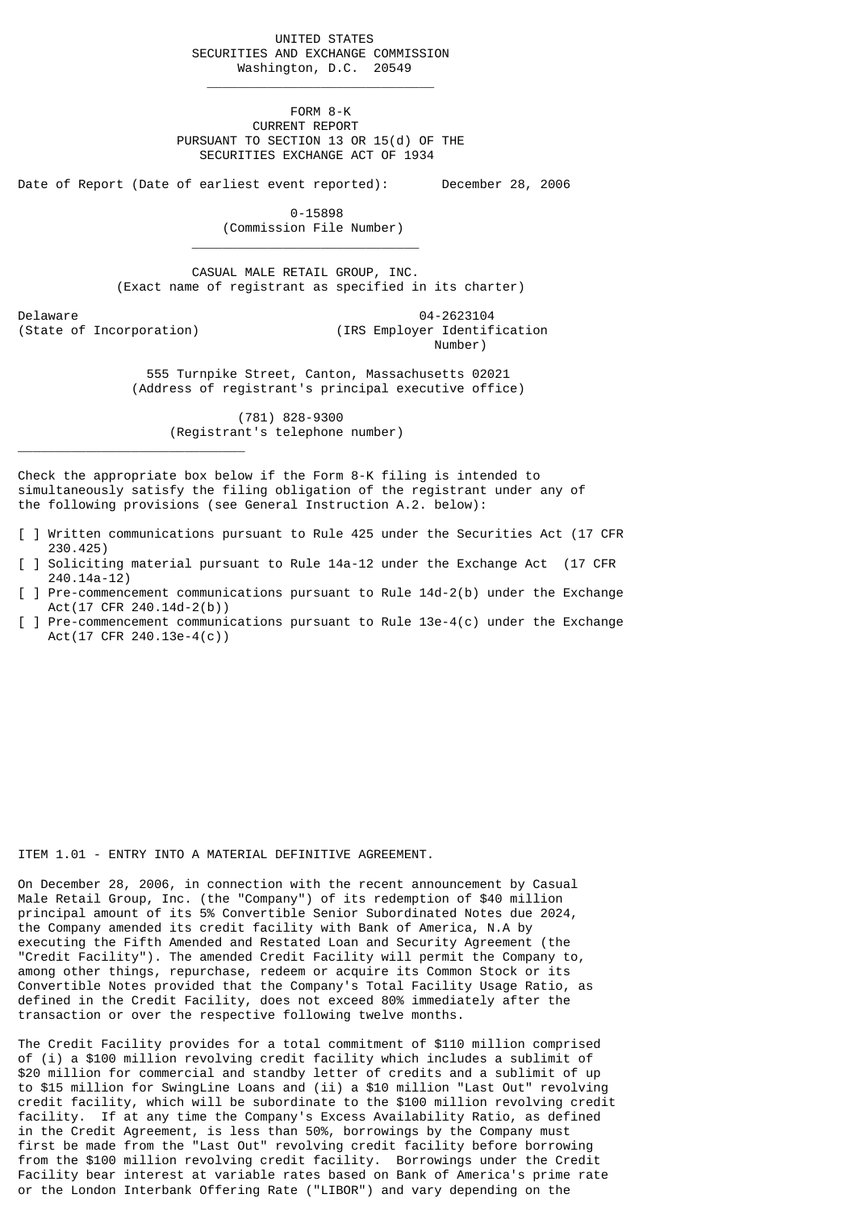UNITED STATES
SECURITIES AND EXCHANGE COMMISSION
Washington, D.C. 20549

---

FORM 8-K
CURRENT REPORT
PURSUANT TO SECTION 13 OR 15(d) OF THE
SECURITIES EXCHANGE ACT OF 1934

Date of Report (Date of earliest event reported): December 28, 2006

0-15898
(Commission File Number)

---

CASUAL MALE RETAIL GROUP, INC.
(Exact name of registrant as specified in its charter)

Delaware
(State of Incorporation)

04-2623104
(IRS Employer Identification Number)

555 Turnpike Street, Canton, Massachusetts 02021
(Address of registrant's principal executive office)

(781) 828-9300
(Registrant's telephone number)

---

Check the appropriate box below if the Form 8-K filing is intended to simultaneously satisfy the filing obligation of the registrant under any of the following provisions (see General Instruction A.2. below):

[ ] Written communications pursuant to Rule 425 under the Securities Act (17 CFR 230.425)
[ ] Soliciting material pursuant to Rule 14a-12 under the Exchange Act (17 CFR 240.14a-12)
[ ] Pre-commencement communications pursuant to Rule 14d-2(b) under the Exchange Act(17 CFR 240.14d-2(b))
[ ] Pre-commencement communications pursuant to Rule 13e-4(c) under the Exchange Act(17 CFR 240.13e-4(c))

ITEM 1.01 - ENTRY INTO A MATERIAL DEFINITIVE AGREEMENT.

On December 28, 2006, in connection with the recent announcement by Casual Male Retail Group, Inc. (the "Company") of its redemption of $40 million principal amount of its 5% Convertible Senior Subordinated Notes due 2024, the Company amended its credit facility with Bank of America, N.A by executing the Fifth Amended and Restated Loan and Security Agreement (the "Credit Facility"). The amended Credit Facility will permit the Company to, among other things, repurchase, redeem or acquire its Common Stock or its Convertible Notes provided that the Company's Total Facility Usage Ratio, as defined in the Credit Facility, does not exceed 80% immediately after the transaction or over the respective following twelve months.

The Credit Facility provides for a total commitment of $110 million comprised of (i) a $100 million revolving credit facility which includes a sublimit of $20 million for commercial and standby letter of credits and a sublimit of up to $15 million for SwingLine Loans and (ii) a $10 million "Last Out" revolving credit facility, which will be subordinate to the $100 million revolving credit facility. If at any time the Company's Excess Availability Ratio, as defined in the Credit Agreement, is less than 50%, borrowings by the Company must first be made from the "Last Out" revolving credit facility before borrowing from the $100 million revolving credit facility. Borrowings under the Credit Facility bear interest at variable rates based on Bank of America's prime rate or the London Interbank Offering Rate ("LIBOR") and vary depending on the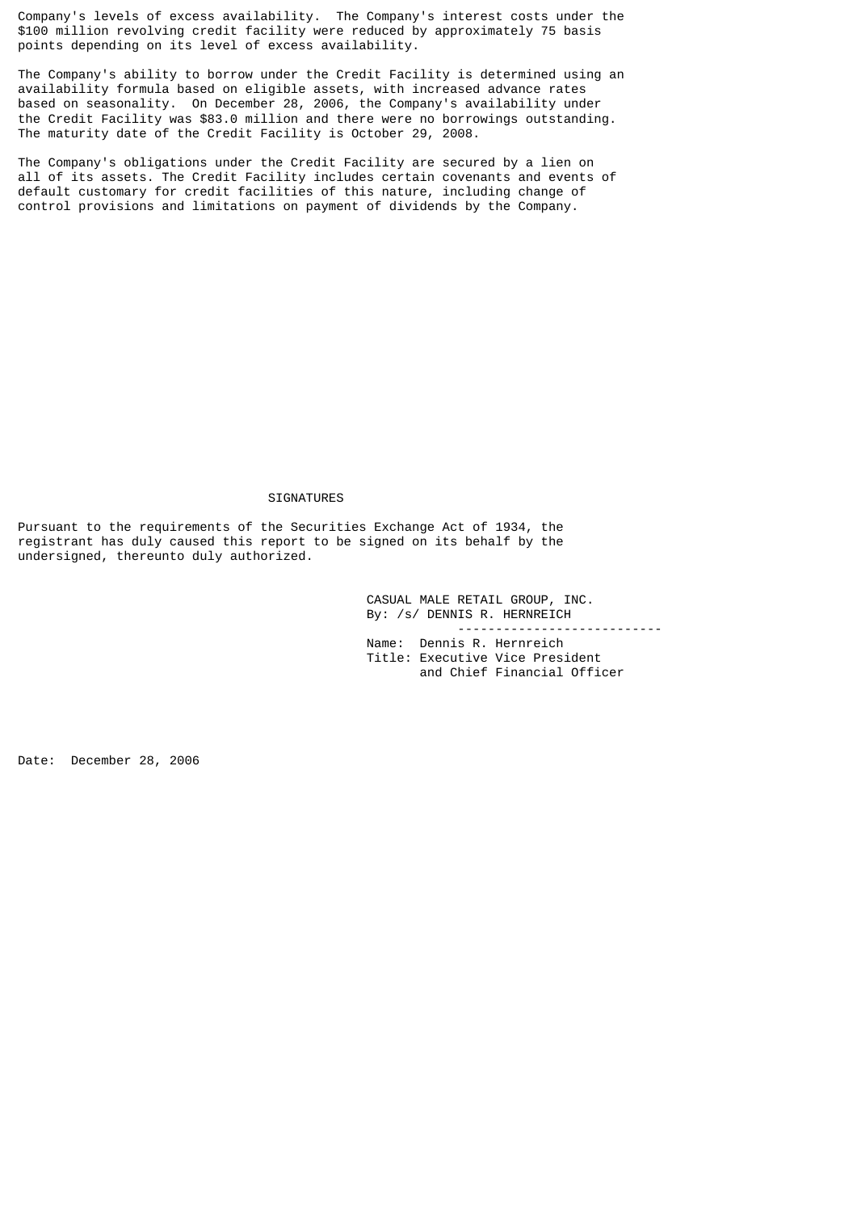Company's levels of excess availability. The Company's interest costs under the $100 million revolving credit facility were reduced by approximately 75 basis points depending on its level of excess availability.

The Company's ability to borrow under the Credit Facility is determined using an availability formula based on eligible assets, with increased advance rates based on seasonality. On December 28, 2006, the Company's availability under the Credit Facility was $83.0 million and there were no borrowings outstanding. The maturity date of the Credit Facility is October 29, 2008.

The Company's obligations under the Credit Facility are secured by a lien on all of its assets. The Credit Facility includes certain covenants and events of default customary for credit facilities of this nature, including change of control provisions and limitations on payment of dividends by the Company.

## SIGNATURES

Pursuant to the requirements of the Securities Exchange Act of 1934, the registrant has duly caused this report to be signed on its behalf by the undersigned, thereunto duly authorized.

CASUAL MALE RETAIL GROUP, INC.
By: /s/ DENNIS R. HERNREICH

Name: Dennis R. Hernreich
Title: Executive Vice President
and Chief Financial Officer

Date: December 28, 2006